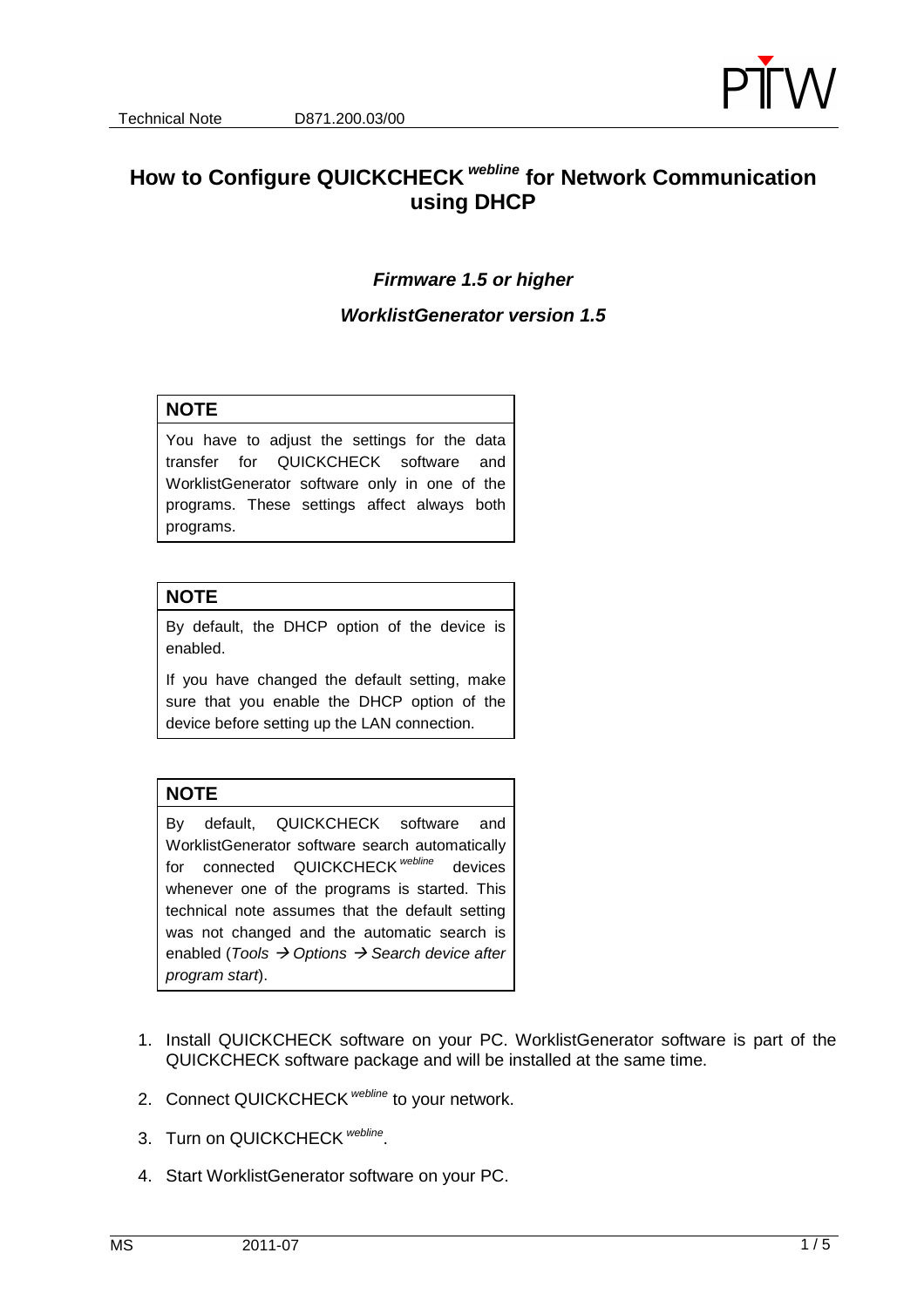# How to Configure QUICKCHECK *webline* for Network Communication using DHCP

***Firmware 1.5 or higher***

***WorklistGenerator version 1.5***

> **NOTE**
>
> You have to adjust the settings for the data transfer for QUICKCHECK software and WorklistGenerator software only in one of the programs. These settings affect always both programs.

> **NOTE**
>
> By default, the DHCP option of the device is enabled.
>
> If you have changed the default setting, make sure that you enable the DHCP option of the device before setting up the LAN connection.

> **NOTE**
>
> By default, QUICKCHECK software and WorklistGenerator software search automatically for connected QUICKCHECK *webline* devices whenever one of the programs is started. This technical note assumes that the default setting was not changed and the automatic search is enabled (*Tools → Options → Search device after program start*).

1. Install QUICKCHECK software on your PC. WorklistGenerator software is part of the QUICKCHECK software package and will be installed at the same time.
2. Connect QUICKCHECK *webline* to your network.
3. Turn on QUICKCHECK *webline*.
4. Start WorklistGenerator software on your PC.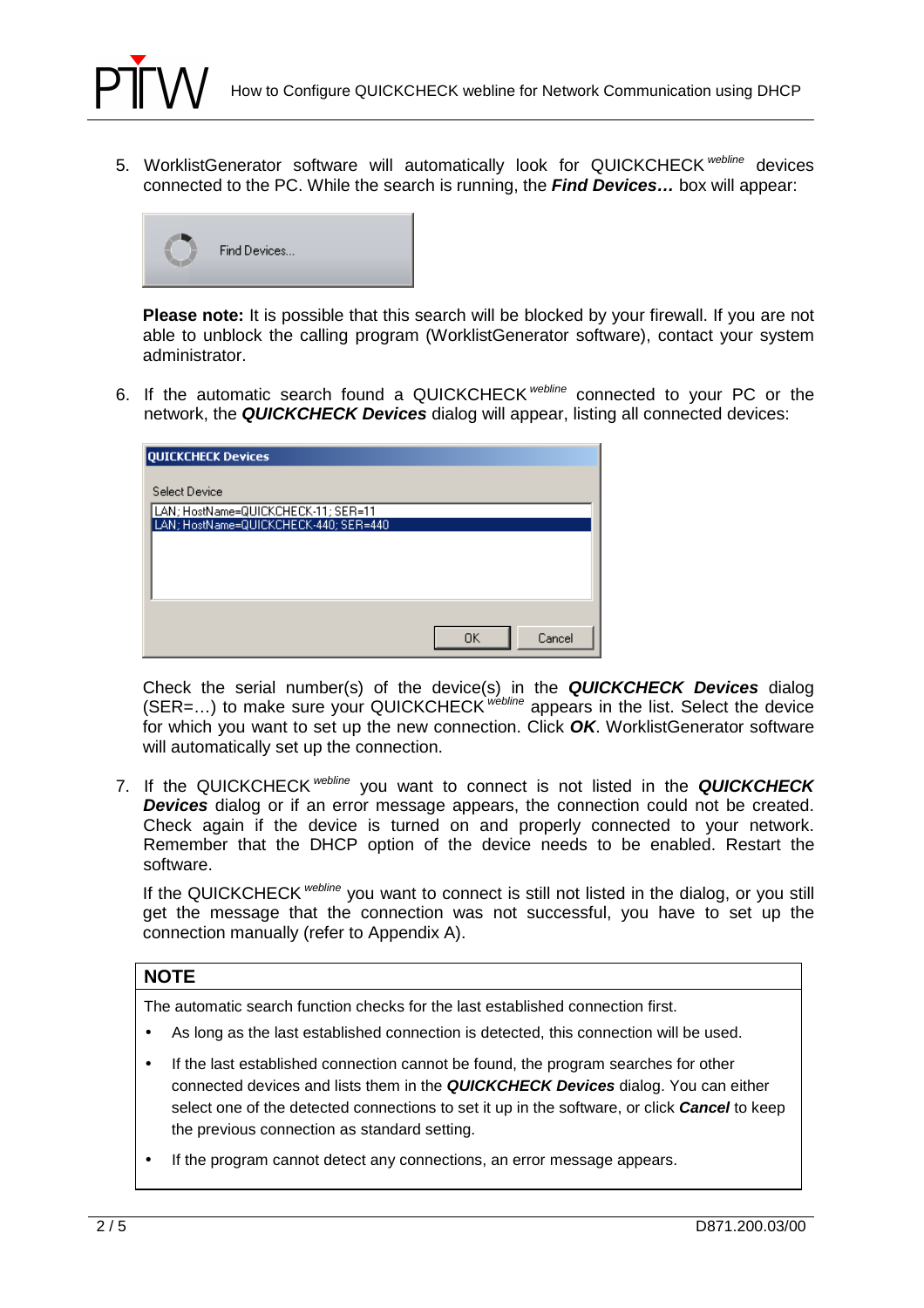5. WorklistGenerator software will automatically look for QUICKCHECK *webline* devices connected to the PC. While the search is running, the ***Find Devices…*** box will appear:

   **Please note:** It is possible that this search will be blocked by your firewall. If you are not able to unblock the calling program (WorklistGenerator software), contact your system administrator.

6. If the automatic search found a QUICKCHECK *webline* connected to your PC or the network, the ***QUICKCHECK Devices*** dialog will appear, listing all connected devices:

   Check the serial number(s) of the device(s) in the ***QUICKCHECK Devices*** dialog (SER=…) to make sure your QUICKCHECK *webline* appears in the list. Select the device for which you want to set up the new connection. Click ***OK***. WorklistGenerator software will automatically set up the connection.

7. If the QUICKCHECK *webline* you want to connect is not listed in the ***QUICKCHECK Devices*** dialog or if an error message appears, the connection could not be created. Check again if the device is turned on and properly connected to your network. Remember that the DHCP option of the device needs to be enabled. Restart the software.

   If the QUICKCHECK *webline* you want to connect is still not listed in the dialog, or you still get the message that the connection was not successful, you have to set up the connection manually (refer to Appendix A).

**NOTE**

The automatic search function checks for the last established connection first.

- As long as the last established connection is detected, this connection will be used.
- If the last established connection cannot be found, the program searches for other connected devices and lists them in the ***QUICKCHECK Devices*** dialog. You can either select one of the detected connections to set it up in the software, or click ***Cancel*** to keep the previous connection as standard setting.
- If the program cannot detect any connections, an error message appears.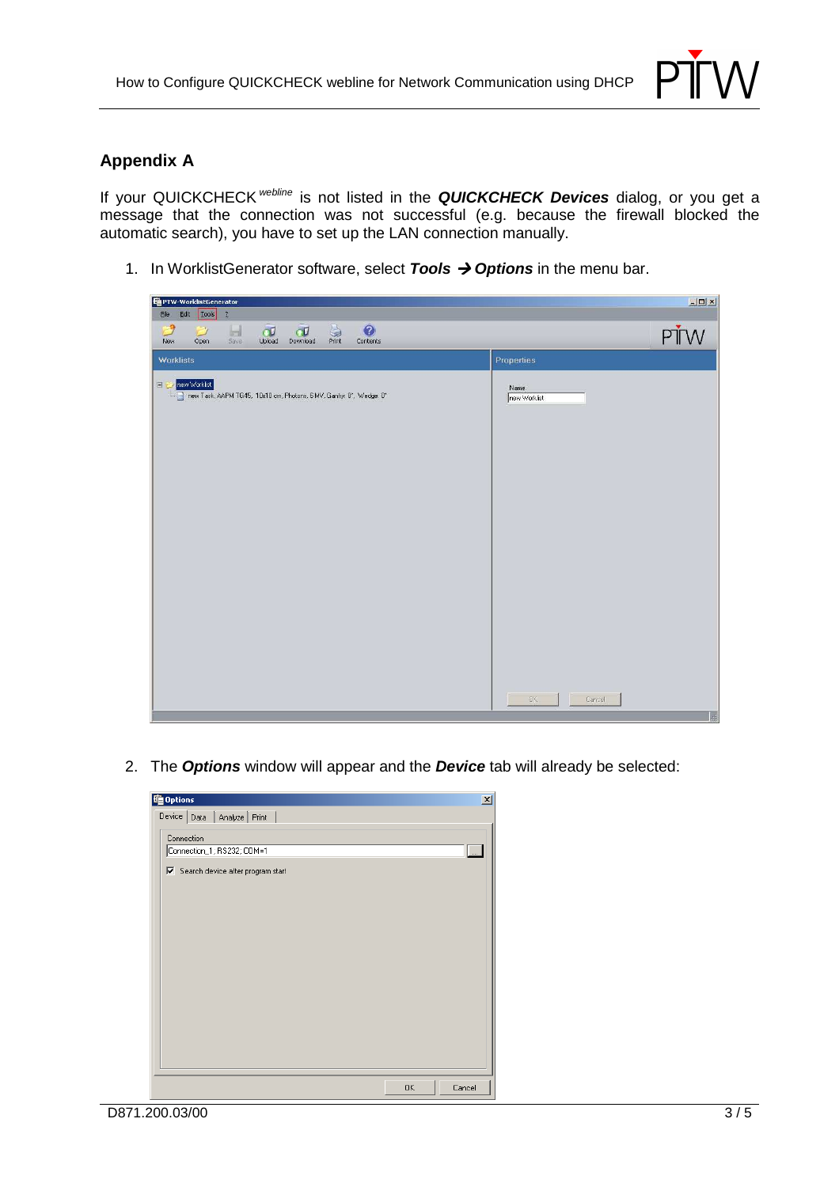## Appendix A

If your QUICKCHECK [webline] is not listed in the ***QUICKCHECK Devices*** dialog, or you get a message that the connection was not successful (e.g. because the firewall blocked the automatic search), you have to set up the LAN connection manually.

1. In WorklistGenerator software, select ***Tools*** **→** ***Options*** in the menu bar.

2. The ***Options*** window will appear and the ***Device*** tab will already be selected: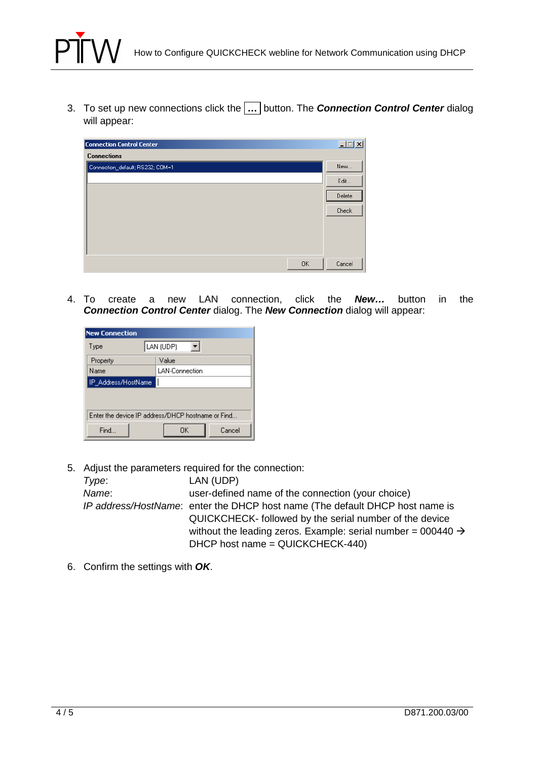3. To set up new connections click the **…** button. The ***Connection Control Center*** dialog will appear:

4. To create a new LAN connection, click the ***New…*** button in the ***Connection Control Center*** dialog. The ***New Connection*** dialog will appear:

5. Adjust the parameters required for the connection:

   *Type*: LAN (UDP)

   *Name*: user-defined name of the connection (your choice)

   *IP address/HostName*: enter the DHCP host name (The default DHCP host name is QUICKCHECK- followed by the serial number of the device without the leading zeros. Example: serial number = 000440 → DHCP host name = QUICKCHECK-440)

6. Confirm the settings with ***OK***.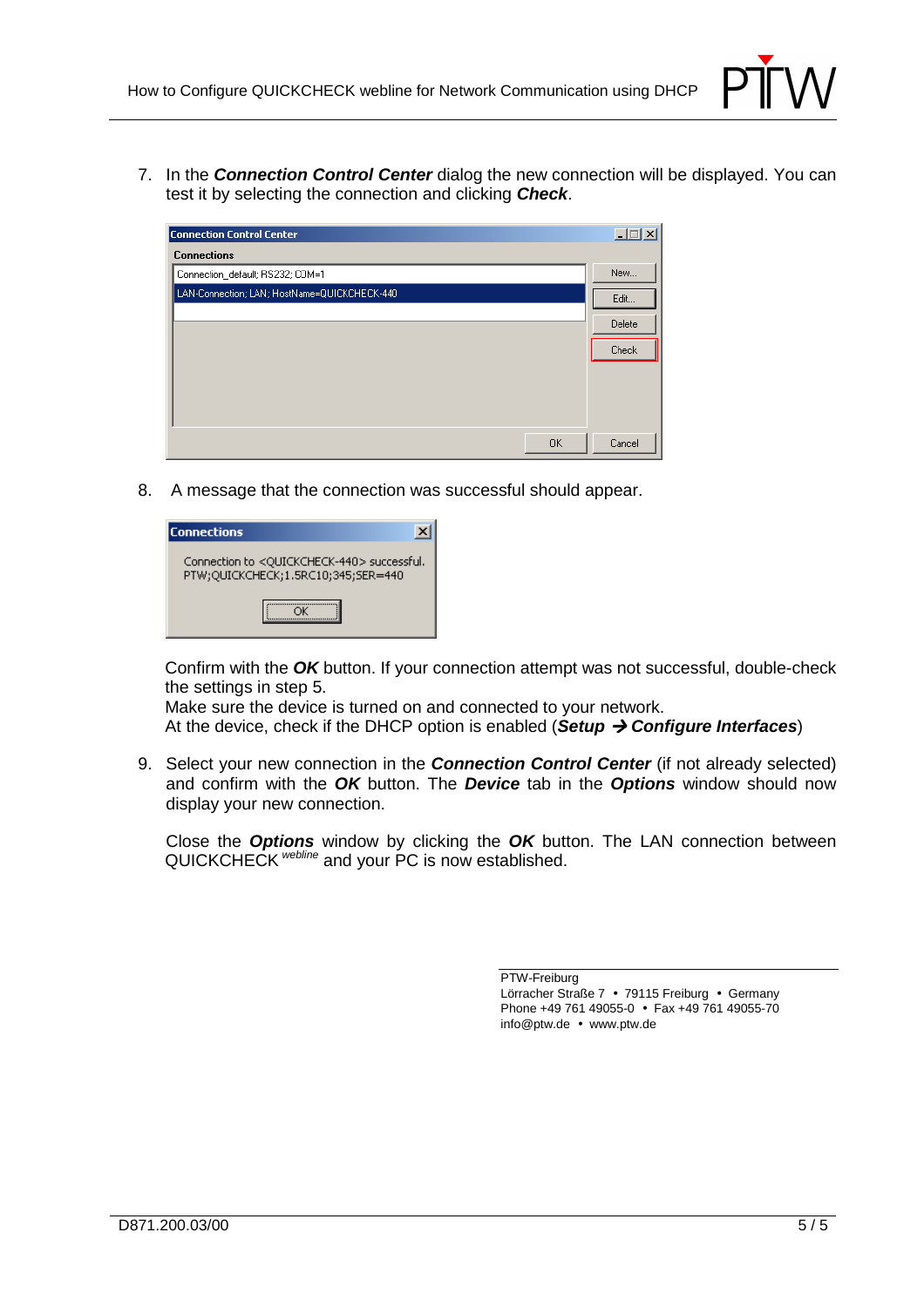7. In the ***Connection Control Center*** dialog the new connection will be displayed. You can test it by selecting the connection and clicking ***Check***.

Connection Control Center

Connections

Connection_default; RS232; COM=1

LAN-Connection; LAN; HostName=QUICKCHECK-440

New...

Edit...

Delete

Check

OK

Cancel

8. A message that the connection was successful should appear.

Connections

Connection to <QUICKCHECK-440> successful.
PTW;QUICKCHECK;1.5RC10;345;SER=440

OK

Confirm with the ***OK*** button. If your connection attempt was not successful, double-check the settings in step 5.
Make sure the device is turned on and connected to your network.
At the device, check if the DHCP option is enabled (***Setup → Configure Interfaces***)

9. Select your new connection in the ***Connection Control Center*** (if not already selected) and confirm with the ***OK*** button. The ***Device*** tab in the ***Options*** window should now display your new connection.

   Close the ***Options*** window by clicking the ***OK*** button. The LAN connection between QUICKCHECK *webline* and your PC is now established.

PTW-Freiburg
Lörracher Straße 7 • 79115 Freiburg • Germany
Phone +49 761 49055-0 • Fax +49 761 49055-70
info@ptw.de • www.ptw.de

D871.200.03/00